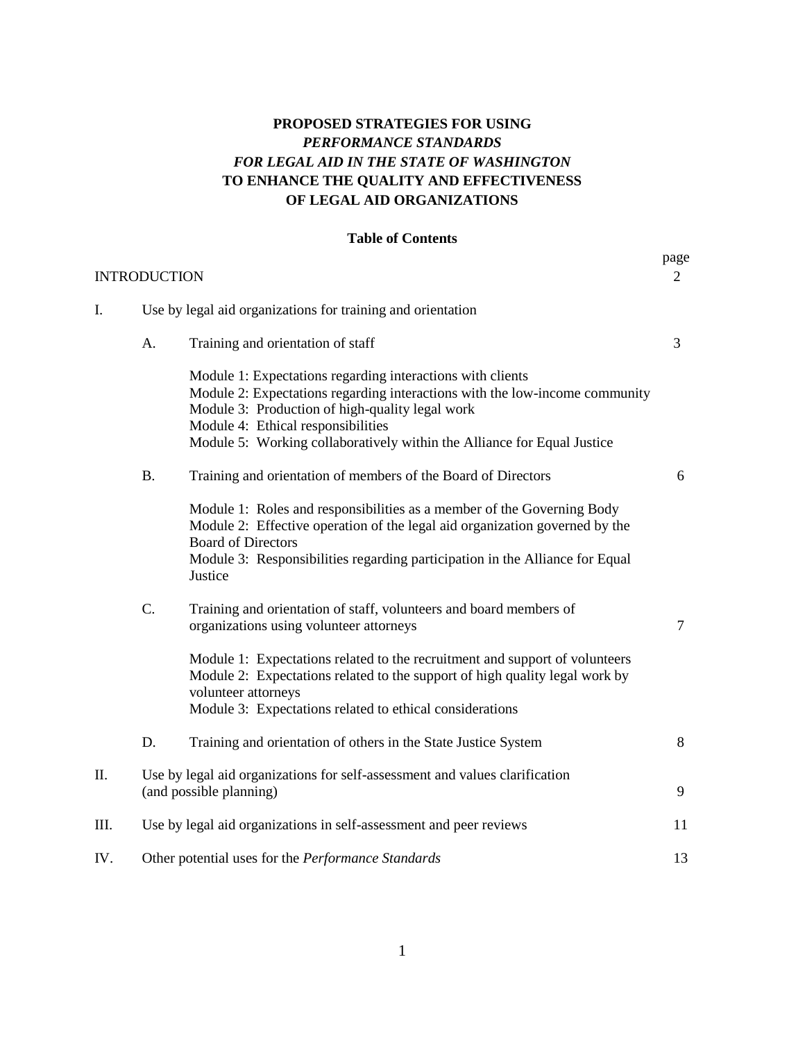# PROPOSED STRATEGIES FOR USING *PERFORMANCE STANDARDS FOR LEGAL AID IN THE STATE OF WASHINGTON* TO ENHANCE THE QUALITY AND EFFECTIVENESS OF LEGAL AID ORGANIZATIONS

## Table of Contents

| | | | page |
|---|---|---|---|
| INTRODUCTION | | | 2 |
| I. | Use by legal aid organizations for training and orientation | | |
| | A. | Training and orientation of staff | 3 |
| | | Module 1: Expectations regarding interactions with clients<br>Module 2: Expectations regarding interactions with the low-income community<br>Module 3: Production of high-quality legal work<br>Module 4: Ethical responsibilities<br>Module 5: Working collaboratively within the Alliance for Equal Justice | |
| | B. | Training and orientation of members of the Board of Directors | 6 |
| | | Module 1: Roles and responsibilities as a member of the Governing Body<br>Module 2: Effective operation of the legal aid organization governed by the Board of Directors<br>Module 3: Responsibilities regarding participation in the Alliance for Equal Justice | |
| | C. | Training and orientation of staff, volunteers and board members of organizations using volunteer attorneys | 7 |
| | | Module 1: Expectations related to the recruitment and support of volunteers<br>Module 2: Expectations related to the support of high quality legal work by volunteer attorneys<br>Module 3: Expectations related to ethical considerations | |
| | D. | Training and orientation of others in the State Justice System | 8 |
| II. | Use by legal aid organizations for self-assessment and values clarification (and possible planning) | | 9 |
| III. | Use by legal aid organizations in self-assessment and peer reviews | | 11 |
| IV. | Other potential uses for the *Performance Standards* | | 13 |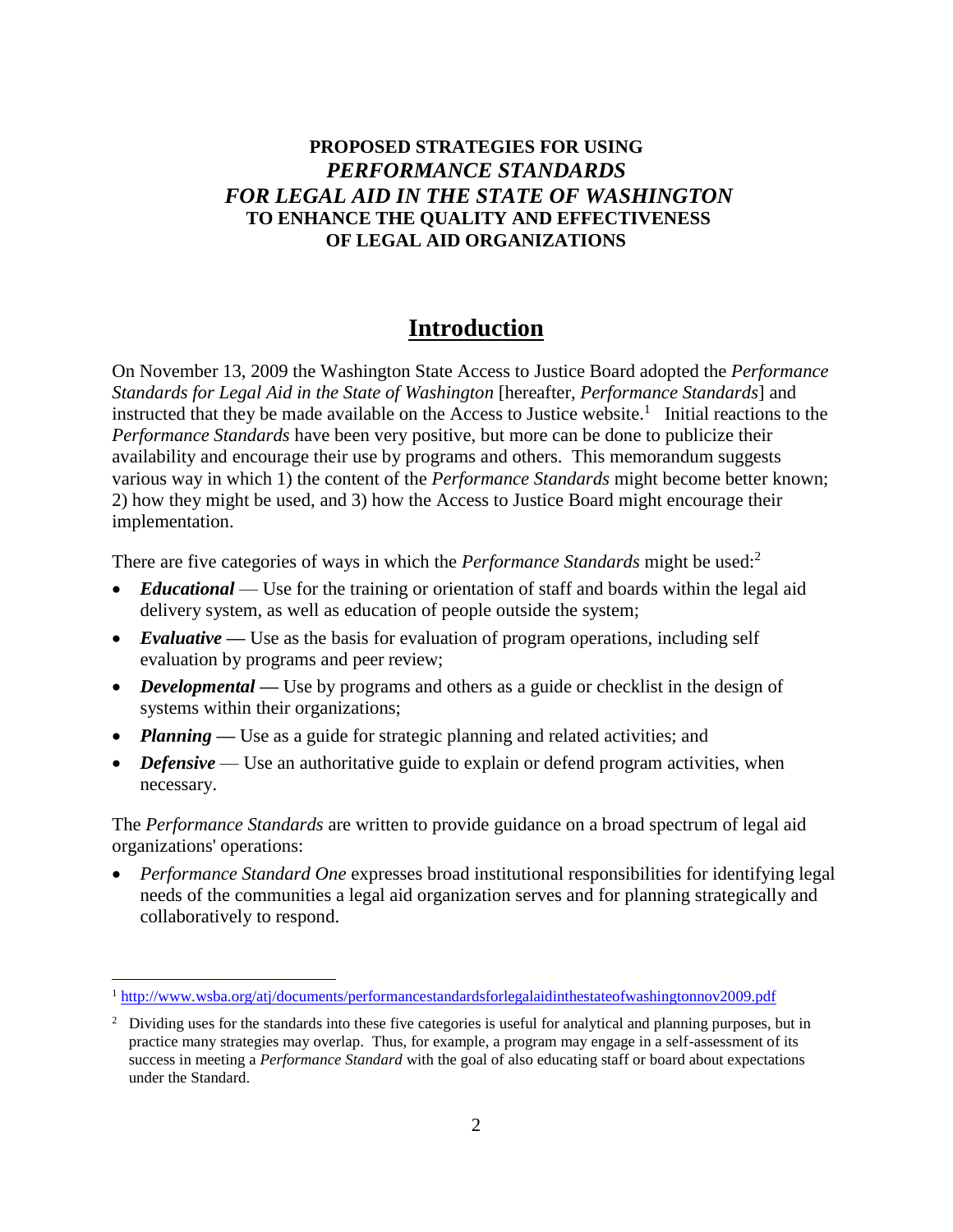**PROPOSED STRATEGIES FOR USING**
***PERFORMANCE STANDARDS***
***FOR LEGAL AID IN THE STATE OF WASHINGTON***
**TO ENHANCE THE QUALITY AND EFFECTIVENESS**
**OF LEGAL AID ORGANIZATIONS**

# Introduction

On November 13, 2009 the Washington State Access to Justice Board adopted the *Performance Standards for Legal Aid in the State of Washington* [hereafter, *Performance Standards*] and instructed that they be made available on the Access to Justice website.[1] Initial reactions to the *Performance Standards* have been very positive, but more can be done to publicize their availability and encourage their use by programs and others. This memorandum suggests various way in which 1) the content of the *Performance Standards* might become better known; 2) how they might be used, and 3) how the Access to Justice Board might encourage their implementation.

There are five categories of ways in which the *Performance Standards* might be used:[2]

- ***Educational*** — Use for the training or orientation of staff and boards within the legal aid delivery system, as well as education of people outside the system;
- ***Evaluative*** **—** Use as the basis for evaluation of program operations, including self evaluation by programs and peer review;
- ***Developmental*** **—** Use by programs and others as a guide or checklist in the design of systems within their organizations;
- ***Planning*** **—** Use as a guide for strategic planning and related activities; and
- ***Defensive*** — Use an authoritative guide to explain or defend program activities, when necessary.

The *Performance Standards* are written to provide guidance on a broad spectrum of legal aid organizations' operations:

- *Performance Standard One* expresses broad institutional responsibilities for identifying legal needs of the communities a legal aid organization serves and for planning strategically and collaboratively to respond.

---

[1] http://www.wsba.org/atj/documents/performancestandardsforlegalaidinthestateofwashingtonnov2009.pdf

[2] Dividing uses for the standards into these five categories is useful for analytical and planning purposes, but in practice many strategies may overlap. Thus, for example, a program may engage in a self-assessment of its success in meeting a *Performance Standard* with the goal of also educating staff or board about expectations under the Standard.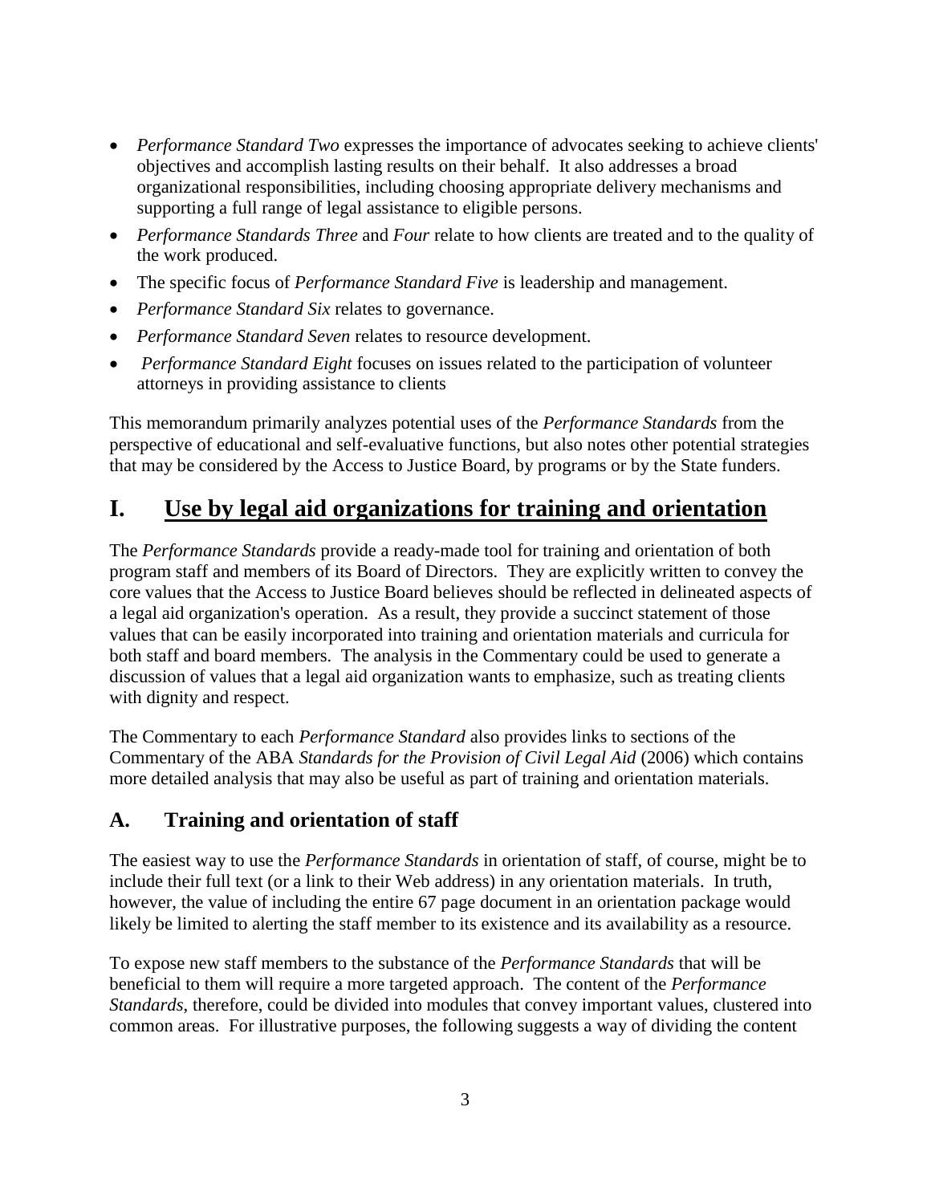- *Performance Standard Two* expresses the importance of advocates seeking to achieve clients' objectives and accomplish lasting results on their behalf. It also addresses a broad organizational responsibilities, including choosing appropriate delivery mechanisms and supporting a full range of legal assistance to eligible persons.
- *Performance Standards Three* and *Four* relate to how clients are treated and to the quality of the work produced.
- The specific focus of *Performance Standard Five* is leadership and management.
- *Performance Standard Six* relates to governance.
- *Performance Standard Seven* relates to resource development.
- *Performance Standard Eight* focuses on issues related to the participation of volunteer attorneys in providing assistance to clients

This memorandum primarily analyzes potential uses of the *Performance Standards* from the perspective of educational and self-evaluative functions, but also notes other potential strategies that may be considered by the Access to Justice Board, by programs or by the State funders.

# I. Use by legal aid organizations for training and orientation

The *Performance Standards* provide a ready-made tool for training and orientation of both program staff and members of its Board of Directors. They are explicitly written to convey the core values that the Access to Justice Board believes should be reflected in delineated aspects of a legal aid organization's operation. As a result, they provide a succinct statement of those values that can be easily incorporated into training and orientation materials and curricula for both staff and board members. The analysis in the Commentary could be used to generate a discussion of values that a legal aid organization wants to emphasize, such as treating clients with dignity and respect.

The Commentary to each *Performance Standard* also provides links to sections of the Commentary of the ABA *Standards for the Provision of Civil Legal Aid* (2006) which contains more detailed analysis that may also be useful as part of training and orientation materials.

## A. Training and orientation of staff

The easiest way to use the *Performance Standards* in orientation of staff, of course, might be to include their full text (or a link to their Web address) in any orientation materials. In truth, however, the value of including the entire 67 page document in an orientation package would likely be limited to alerting the staff member to its existence and its availability as a resource.

To expose new staff members to the substance of the *Performance Standards* that will be beneficial to them will require a more targeted approach. The content of the *Performance Standards*, therefore, could be divided into modules that convey important values, clustered into common areas. For illustrative purposes, the following suggests a way of dividing the content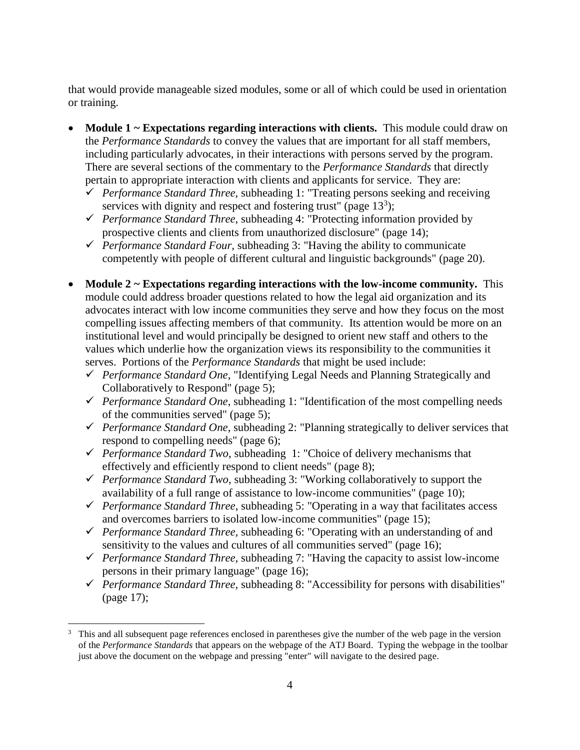that would provide manageable sized modules, some or all of which could be used in orientation or training.

- **Module 1 ~ Expectations regarding interactions with clients.** This module could draw on the *Performance Standards* to convey the values that are important for all staff members, including particularly advocates, in their interactions with persons served by the program. There are several sections of the commentary to the *Performance Standards* that directly pertain to appropriate interaction with clients and applicants for service. They are:
  - ✓ *Performance Standard Three*, subheading 1: "Treating persons seeking and receiving services with dignity and respect and fostering trust" (page 13[3]);
  - ✓ *Performance Standard Three*, subheading 4: "Protecting information provided by prospective clients and clients from unauthorized disclosure" (page 14);
  - ✓ *Performance Standard Four*, subheading 3: "Having the ability to communicate competently with people of different cultural and linguistic backgrounds" (page 20).

- **Module 2 ~ Expectations regarding interactions with the low-income community.** This module could address broader questions related to how the legal aid organization and its advocates interact with low income communities they serve and how they focus on the most compelling issues affecting members of that community. Its attention would be more on an institutional level and would principally be designed to orient new staff and others to the values which underlie how the organization views its responsibility to the communities it serves. Portions of the *Performance Standards* that might be used include:
  - ✓ *Performance Standard One*, "Identifying Legal Needs and Planning Strategically and Collaboratively to Respond" (page 5);
  - ✓ *Performance Standard One*, subheading 1: "Identification of the most compelling needs of the communities served" (page 5);
  - ✓ *Performance Standard One*, subheading 2: "Planning strategically to deliver services that respond to compelling needs" (page 6);
  - ✓ *Performance Standard Two*, subheading 1: "Choice of delivery mechanisms that effectively and efficiently respond to client needs" (page 8);
  - ✓ *Performance Standard Two*, subheading 3: "Working collaboratively to support the availability of a full range of assistance to low-income communities" (page 10);
  - ✓ *Performance Standard Three*, subheading 5: "Operating in a way that facilitates access and overcomes barriers to isolated low-income communities" (page 15);
  - ✓ *Performance Standard Three*, subheading 6: "Operating with an understanding of and sensitivity to the values and cultures of all communities served" (page 16);
  - ✓ *Performance Standard Three*, subheading 7: "Having the capacity to assist low-income persons in their primary language" (page 16);
  - ✓ *Performance Standard Three*, subheading 8: "Accessibility for persons with disabilities" (page 17);

---

[3] This and all subsequent page references enclosed in parentheses give the number of the web page in the version of the *Performance Standards* that appears on the webpage of the ATJ Board. Typing the webpage in the toolbar just above the document on the webpage and pressing "enter" will navigate to the desired page.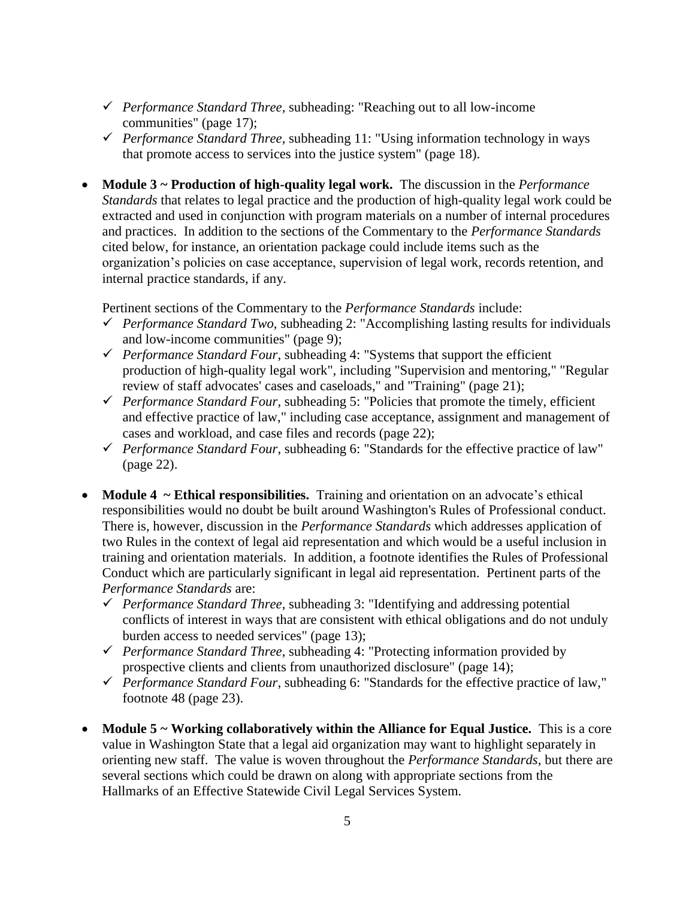- ✓ *Performance Standard Three*, subheading: "Reaching out to all low-income communities" (page 17);
  - ✓ *Performance Standard Three*, subheading 11: "Using information technology in ways that promote access to services into the justice system" (page 18).

- **Module 3 ~ Production of high-quality legal work.** The discussion in the *Performance Standards* that relates to legal practice and the production of high-quality legal work could be extracted and used in conjunction with program materials on a number of internal procedures and practices. In addition to the sections of the Commentary to the *Performance Standards* cited below, for instance, an orientation package could include items such as the organization's policies on case acceptance, supervision of legal work, records retention, and internal practice standards, if any.

  Pertinent sections of the Commentary to the *Performance Standards* include:
  - ✓ *Performance Standard Two*, subheading 2: "Accomplishing lasting results for individuals and low-income communities" (page 9);
  - ✓ *Performance Standard Four*, subheading 4: "Systems that support the efficient production of high-quality legal work", including "Supervision and mentoring," "Regular review of staff advocates' cases and caseloads," and "Training" (page 21);
  - ✓ *Performance Standard Four*, subheading 5: "Policies that promote the timely, efficient and effective practice of law," including case acceptance, assignment and management of cases and workload, and case files and records (page 22);
  - ✓ *Performance Standard Four*, subheading 6: "Standards for the effective practice of law" (page 22).

- **Module 4 ~ Ethical responsibilities.** Training and orientation on an advocate's ethical responsibilities would no doubt be built around Washington's Rules of Professional conduct. There is, however, discussion in the *Performance Standards* which addresses application of two Rules in the context of legal aid representation and which would be a useful inclusion in training and orientation materials. In addition, a footnote identifies the Rules of Professional Conduct which are particularly significant in legal aid representation. Pertinent parts of the *Performance Standards* are:
  - ✓ *Performance Standard Three*, subheading 3: "Identifying and addressing potential conflicts of interest in ways that are consistent with ethical obligations and do not unduly burden access to needed services" (page 13);
  - ✓ *Performance Standard Three*, subheading 4: "Protecting information provided by prospective clients and clients from unauthorized disclosure" (page 14);
  - ✓ *Performance Standard Four*, subheading 6: "Standards for the effective practice of law," footnote 48 (page 23).

- **Module 5 ~ Working collaboratively within the Alliance for Equal Justice.** This is a core value in Washington State that a legal aid organization may want to highlight separately in orienting new staff. The value is woven throughout the *Performance Standards*, but there are several sections which could be drawn on along with appropriate sections from the Hallmarks of an Effective Statewide Civil Legal Services System.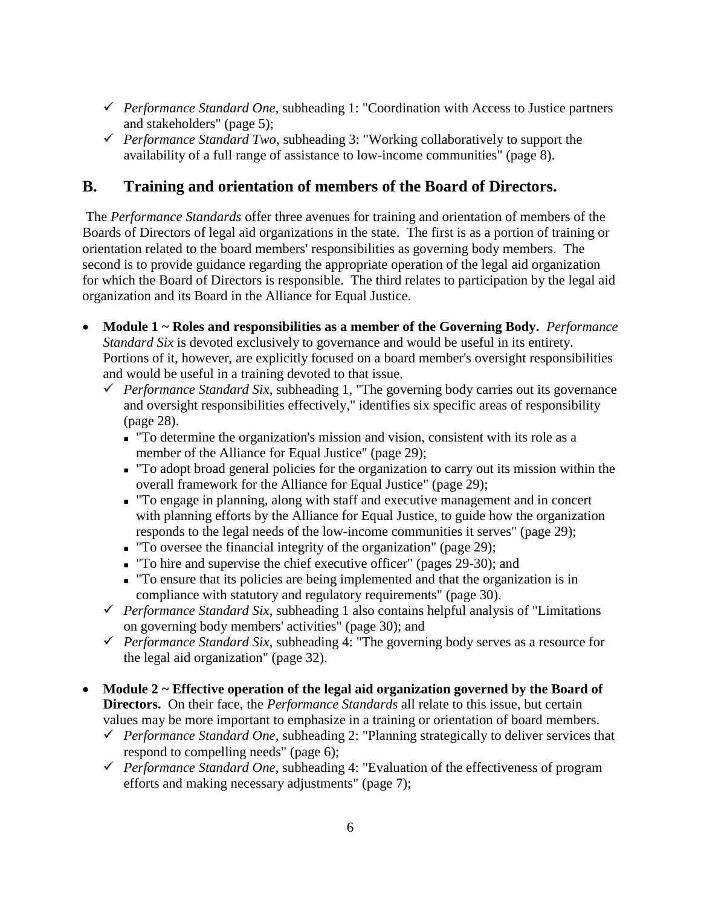- ✓ *Performance Standard One*, subheading 1: "Coordination with Access to Justice partners and stakeholders" (page 5);
- ✓ *Performance Standard Two*, subheading 3: "Working collaboratively to support the availability of a full range of assistance to low-income communities" (page 8).

## B. Training and orientation of members of the Board of Directors.

The *Performance Standards* offer three avenues for training and orientation of members of the Boards of Directors of legal aid organizations in the state. The first is as a portion of training or orientation related to the board members' responsibilities as governing body members. The second is to provide guidance regarding the appropriate operation of the legal aid organization for which the Board of Directors is responsible. The third relates to participation by the legal aid organization and its Board in the Alliance for Equal Justice.

- **Module 1 ~ Roles and responsibilities as a member of the Governing Body.** *Performance Standard Six* is devoted exclusively to governance and would be useful in its entirety. Portions of it, however, are explicitly focused on a board member's oversight responsibilities and would be useful in a training devoted to that issue.
  - ✓ *Performance Standard Six*, subheading 1, "The governing body carries out its governance and oversight responsibilities effectively," identifies six specific areas of responsibility (page 28).
    - "To determine the organization's mission and vision, consistent with its role as a member of the Alliance for Equal Justice" (page 29);
    - "To adopt broad general policies for the organization to carry out its mission within the overall framework for the Alliance for Equal Justice" (page 29);
    - "To engage in planning, along with staff and executive management and in concert with planning efforts by the Alliance for Equal Justice, to guide how the organization responds to the legal needs of the low-income communities it serves" (page 29);
    - "To oversee the financial integrity of the organization" (page 29);
    - "To hire and supervise the chief executive officer" (pages 29-30); and
    - "To ensure that its policies are being implemented and that the organization is in compliance with statutory and regulatory requirements" (page 30).
  - ✓ *Performance Standard Six*, subheading 1 also contains helpful analysis of "Limitations on governing body members' activities" (page 30); and
  - ✓ *Performance Standard Six*, subheading 4: "The governing body serves as a resource for the legal aid organization" (page 32).

- **Module 2 ~ Effective operation of the legal aid organization governed by the Board of Directors.** On their face, the *Performance Standards* all relate to this issue, but certain values may be more important to emphasize in a training or orientation of board members.
  - ✓ *Performance Standard One*, subheading 2: "Planning strategically to deliver services that respond to compelling needs" (page 6);
  - ✓ *Performance Standard One*, subheading 4: "Evaluation of the effectiveness of program efforts and making necessary adjustments" (page 7);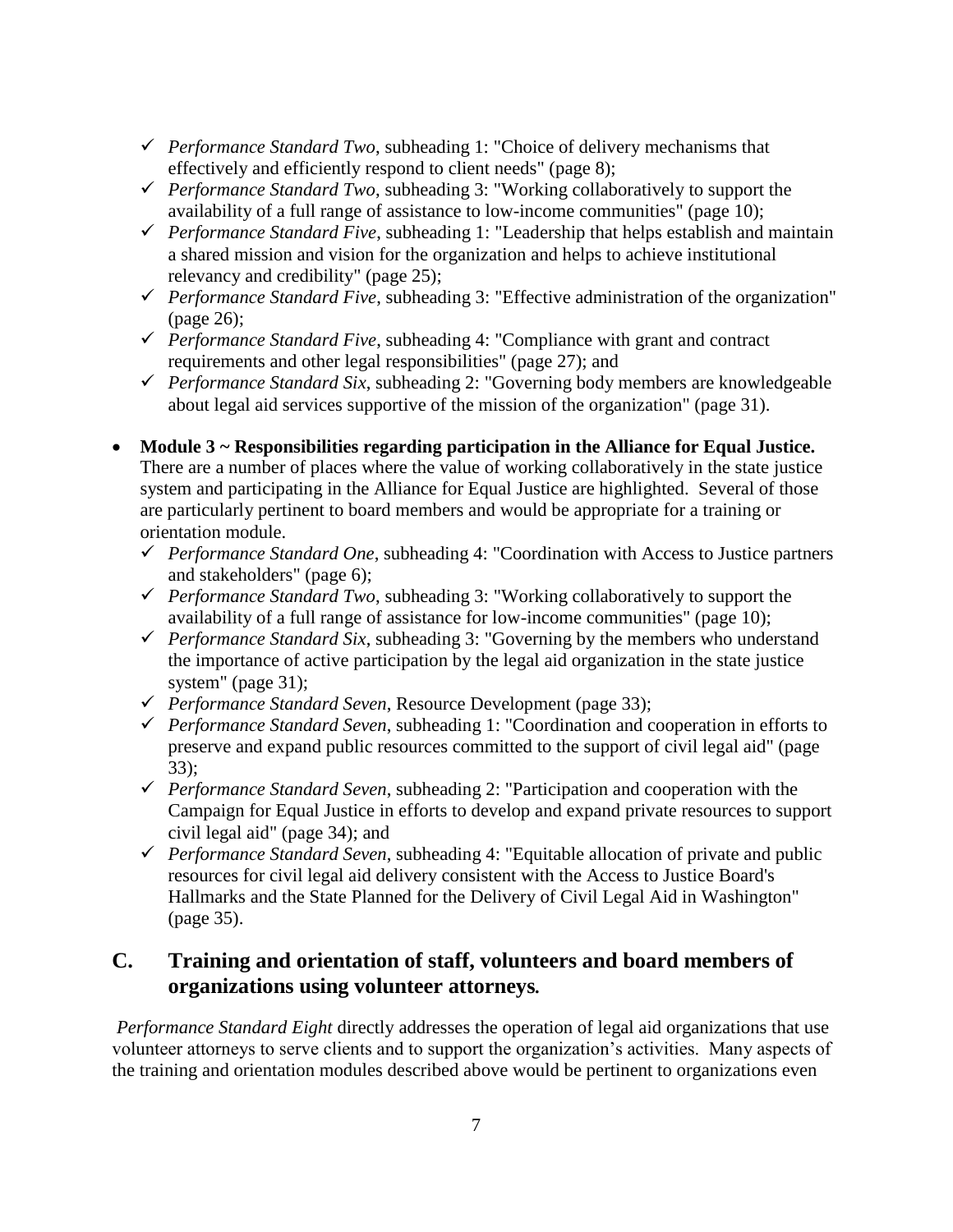- ✓ *Performance Standard Two*, subheading 1: "Choice of delivery mechanisms that effectively and efficiently respond to client needs" (page 8);
  - ✓ *Performance Standard Two*, subheading 3: "Working collaboratively to support the availability of a full range of assistance to low-income communities" (page 10);
  - ✓ *Performance Standard Five*, subheading 1: "Leadership that helps establish and maintain a shared mission and vision for the organization and helps to achieve institutional relevancy and credibility" (page 25);
  - ✓ *Performance Standard Five*, subheading 3: "Effective administration of the organization" (page 26);
  - ✓ *Performance Standard Five*, subheading 4: "Compliance with grant and contract requirements and other legal responsibilities" (page 27); and
  - ✓ *Performance Standard Six*, subheading 2: "Governing body members are knowledgeable about legal aid services supportive of the mission of the organization" (page 31).

- **Module 3 ~ Responsibilities regarding participation in the Alliance for Equal Justice.** There are a number of places where the value of working collaboratively in the state justice system and participating in the Alliance for Equal Justice are highlighted. Several of those are particularly pertinent to board members and would be appropriate for a training or orientation module.
  - ✓ *Performance Standard One*, subheading 4: "Coordination with Access to Justice partners and stakeholders" (page 6);
  - ✓ *Performance Standard Two*, subheading 3: "Working collaboratively to support the availability of a full range of assistance for low-income communities" (page 10);
  - ✓ *Performance Standard Six*, subheading 3: "Governing by the members who understand the importance of active participation by the legal aid organization in the state justice system" (page 31);
  - ✓ *Performance Standard Seven*, Resource Development (page 33);
  - ✓ *Performance Standard Seven*, subheading 1: "Coordination and cooperation in efforts to preserve and expand public resources committed to the support of civil legal aid" (page 33);
  - ✓ *Performance Standard Seven*, subheading 2: "Participation and cooperation with the Campaign for Equal Justice in efforts to develop and expand private resources to support civil legal aid" (page 34); and
  - ✓ *Performance Standard Seven*, subheading 4: "Equitable allocation of private and public resources for civil legal aid delivery consistent with the Access to Justice Board's Hallmarks and the State Planned for the Delivery of Civil Legal Aid in Washington" (page 35).

## C. Training and orientation of staff, volunteers and board members of organizations using volunteer attorneys.

*Performance Standard Eight* directly addresses the operation of legal aid organizations that use volunteer attorneys to serve clients and to support the organization's activities. Many aspects of the training and orientation modules described above would be pertinent to organizations even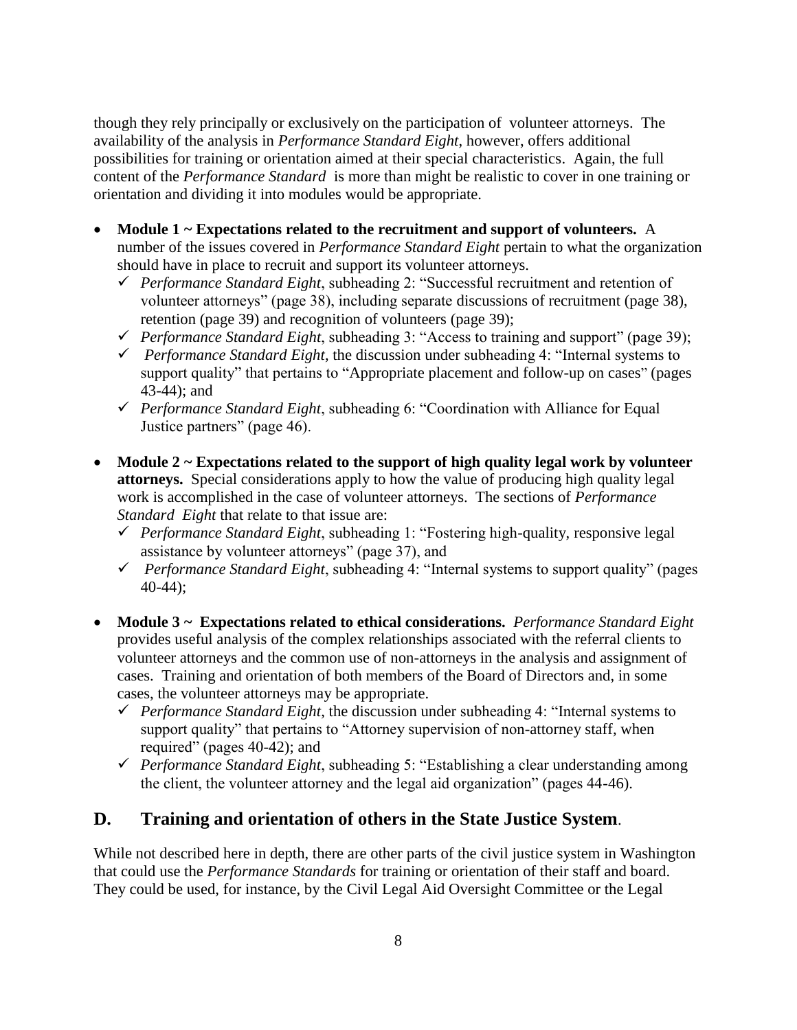though they rely principally or exclusively on the participation of volunteer attorneys. The availability of the analysis in *Performance Standard Eight*, however, offers additional possibilities for training or orientation aimed at their special characteristics. Again, the full content of the *Performance Standard* is more than might be realistic to cover in one training or orientation and dividing it into modules would be appropriate.

- **Module 1 ~ Expectations related to the recruitment and support of volunteers.** A number of the issues covered in *Performance Standard Eight* pertain to what the organization should have in place to recruit and support its volunteer attorneys.
  - ✓ *Performance Standard Eight*, subheading 2: "Successful recruitment and retention of volunteer attorneys" (page 38), including separate discussions of recruitment (page 38), retention (page 39) and recognition of volunteers (page 39);
  - ✓ *Performance Standard Eight*, subheading 3: "Access to training and support" (page 39);
  - ✓ *Performance Standard Eight*, the discussion under subheading 4: "Internal systems to support quality" that pertains to "Appropriate placement and follow-up on cases" (pages 43-44); and
  - ✓ *Performance Standard Eight*, subheading 6: "Coordination with Alliance for Equal Justice partners" (page 46).

- **Module 2 ~ Expectations related to the support of high quality legal work by volunteer attorneys.** Special considerations apply to how the value of producing high quality legal work is accomplished in the case of volunteer attorneys. The sections of *Performance Standard Eight* that relate to that issue are:
  - ✓ *Performance Standard Eight*, subheading 1: "Fostering high-quality, responsive legal assistance by volunteer attorneys" (page 37), and
  - ✓ *Performance Standard Eight*, subheading 4: "Internal systems to support quality" (pages 40-44);

- **Module 3 ~ Expectations related to ethical considerations.** *Performance Standard Eight* provides useful analysis of the complex relationships associated with the referral clients to volunteer attorneys and the common use of non-attorneys in the analysis and assignment of cases. Training and orientation of both members of the Board of Directors and, in some cases, the volunteer attorneys may be appropriate.
  - ✓ *Performance Standard Eight*, the discussion under subheading 4: "Internal systems to support quality" that pertains to "Attorney supervision of non-attorney staff, when required" (pages 40-42); and
  - ✓ *Performance Standard Eight*, subheading 5: "Establishing a clear understanding among the client, the volunteer attorney and the legal aid organization" (pages 44-46).

## D. Training and orientation of others in the State Justice System.

While not described here in depth, there are other parts of the civil justice system in Washington that could use the *Performance Standards* for training or orientation of their staff and board. They could be used, for instance, by the Civil Legal Aid Oversight Committee or the Legal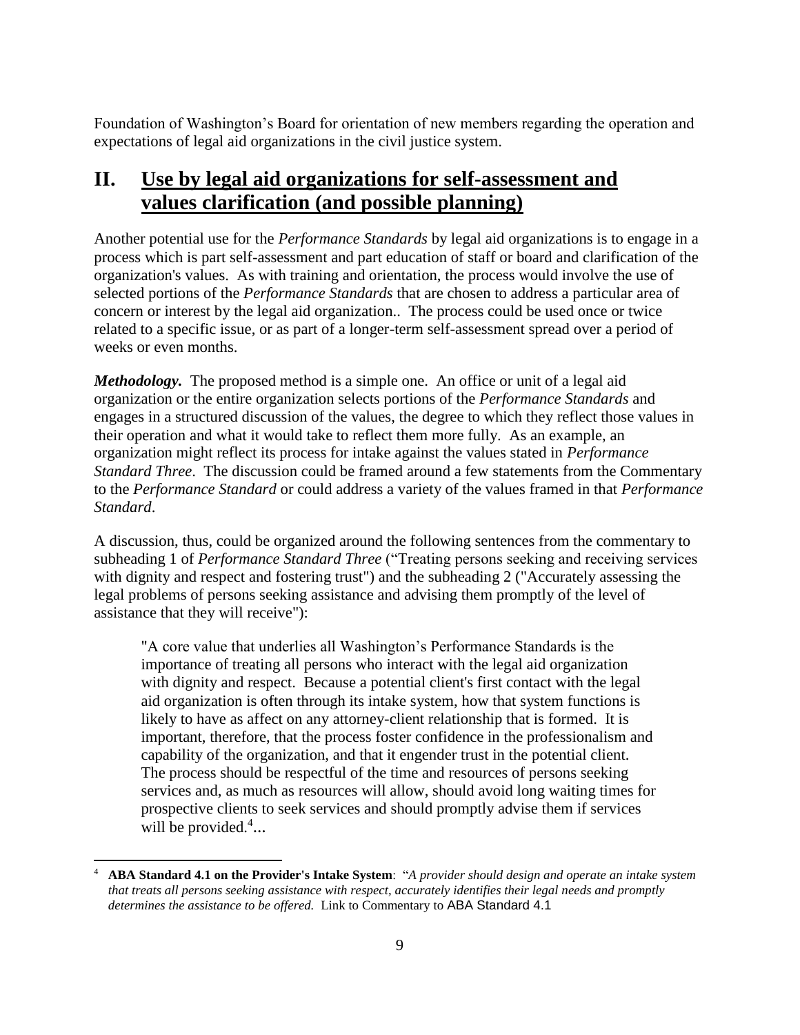Foundation of Washington's Board for orientation of new members regarding the operation and expectations of legal aid organizations in the civil justice system.

# II. Use by legal aid organizations for self-assessment and values clarification (and possible planning)

Another potential use for the *Performance Standards* by legal aid organizations is to engage in a process which is part self-assessment and part education of staff or board and clarification of the organization's values. As with training and orientation, the process would involve the use of selected portions of the *Performance Standards* that are chosen to address a particular area of concern or interest by the legal aid organization.. The process could be used once or twice related to a specific issue, or as part of a longer-term self-assessment spread over a period of weeks or even months.

***Methodology.*** The proposed method is a simple one. An office or unit of a legal aid organization or the entire organization selects portions of the *Performance Standards* and engages in a structured discussion of the values, the degree to which they reflect those values in their operation and what it would take to reflect them more fully. As an example, an organization might reflect its process for intake against the values stated in *Performance Standard Three*. The discussion could be framed around a few statements from the Commentary to the *Performance Standard* or could address a variety of the values framed in that *Performance Standard*.

A discussion, thus, could be organized around the following sentences from the commentary to subheading 1 of *Performance Standard Three* ("Treating persons seeking and receiving services with dignity and respect and fostering trust") and the subheading 2 ("Accurately assessing the legal problems of persons seeking assistance and advising them promptly of the level of assistance that they will receive"):

> "A core value that underlies all Washington's Performance Standards is the importance of treating all persons who interact with the legal aid organization with dignity and respect. Because a potential client's first contact with the legal aid organization is often through its intake system, how that system functions is likely to have as affect on any attorney-client relationship that is formed. It is important, therefore, that the process foster confidence in the professionalism and capability of the organization, and that it engender trust in the potential client. The process should be respectful of the time and resources of persons seeking services and, as much as resources will allow, should avoid long waiting times for prospective clients to seek services and should promptly advise them if services will be provided.[4]...

---

[4] **ABA Standard 4.1 on the Provider's Intake System**: "*A provider should design and operate an intake system that treats all persons seeking assistance with respect, accurately identifies their legal needs and promptly determines the assistance to be offered.* Link to Commentary to ABA Standard 4.1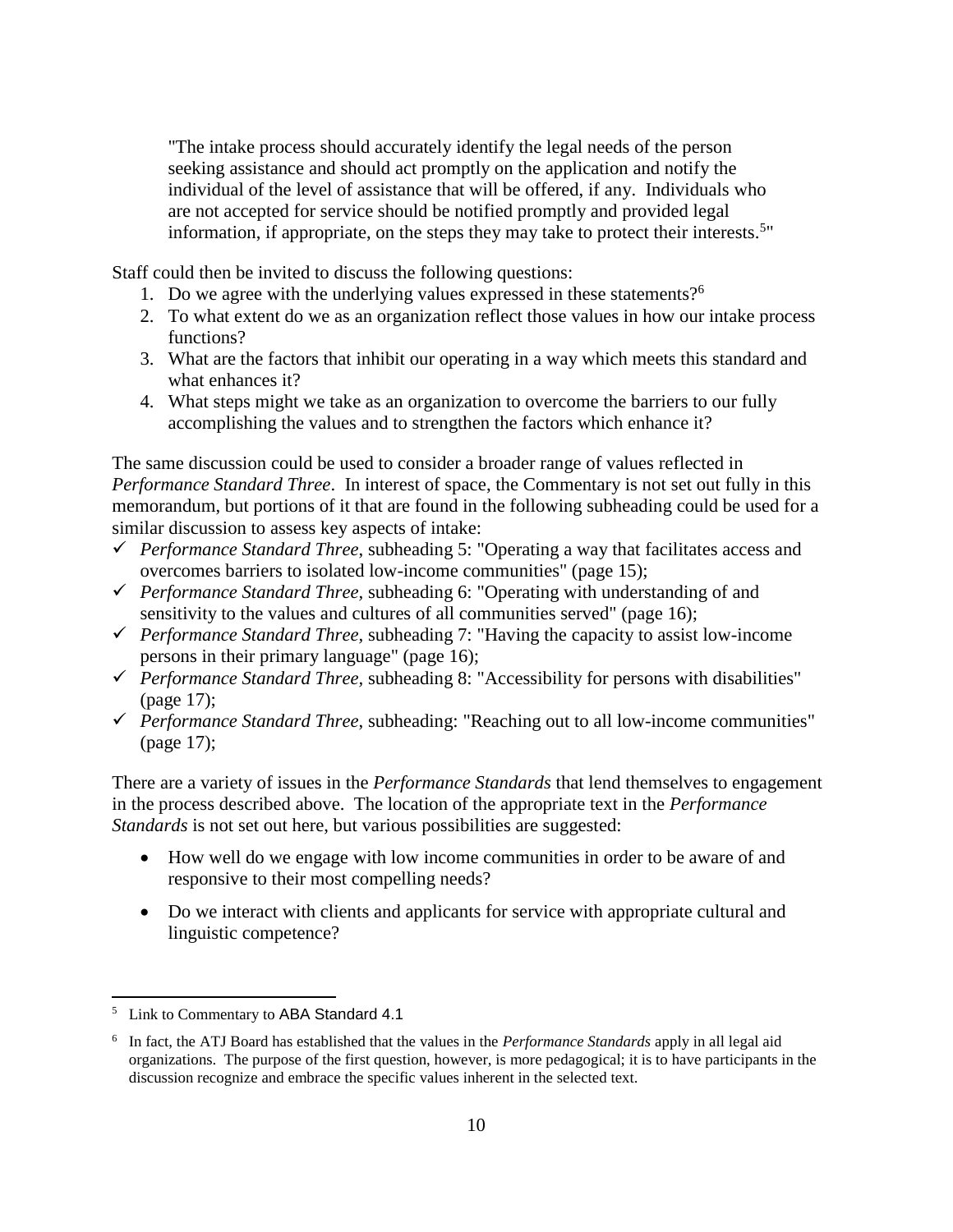> "The intake process should accurately identify the legal needs of the person seeking assistance and should act promptly on the application and notify the individual of the level of assistance that will be offered, if any. Individuals who are not accepted for service should be notified promptly and provided legal information, if appropriate, on the steps they may take to protect their interests.[5]"

Staff could then be invited to discuss the following questions:

1. Do we agree with the underlying values expressed in these statements?[6]
2. To what extent do we as an organization reflect those values in how our intake process functions?
3. What are the factors that inhibit our operating in a way which meets this standard and what enhances it?
4. What steps might we take as an organization to overcome the barriers to our fully accomplishing the values and to strengthen the factors which enhance it?

The same discussion could be used to consider a broader range of values reflected in *Performance Standard Three*. In interest of space, the Commentary is not set out fully in this memorandum, but portions of it that are found in the following subheading could be used for a similar discussion to assess key aspects of intake:

- ✓ *Performance Standard Three*, subheading 5: "Operating a way that facilitates access and overcomes barriers to isolated low-income communities" (page 15);
- ✓ *Performance Standard Three,* subheading 6: "Operating with understanding of and sensitivity to the values and cultures of all communities served" (page 16);
- ✓ *Performance Standard Three,* subheading 7: "Having the capacity to assist low-income persons in their primary language" (page 16);
- ✓ *Performance Standard Three,* subheading 8: "Accessibility for persons with disabilities" (page 17);
- ✓ *Performance Standard Three*, subheading: "Reaching out to all low-income communities" (page 17);

There are a variety of issues in the *Performance Standards* that lend themselves to engagement in the process described above. The location of the appropriate text in the *Performance Standards* is not set out here, but various possibilities are suggested:

- How well do we engage with low income communities in order to be aware of and responsive to their most compelling needs?
- Do we interact with clients and applicants for service with appropriate cultural and linguistic competence?

---

[5] Link to Commentary to ABA Standard 4.1

[6] In fact, the ATJ Board has established that the values in the *Performance Standards* apply in all legal aid organizations. The purpose of the first question, however, is more pedagogical; it is to have participants in the discussion recognize and embrace the specific values inherent in the selected text.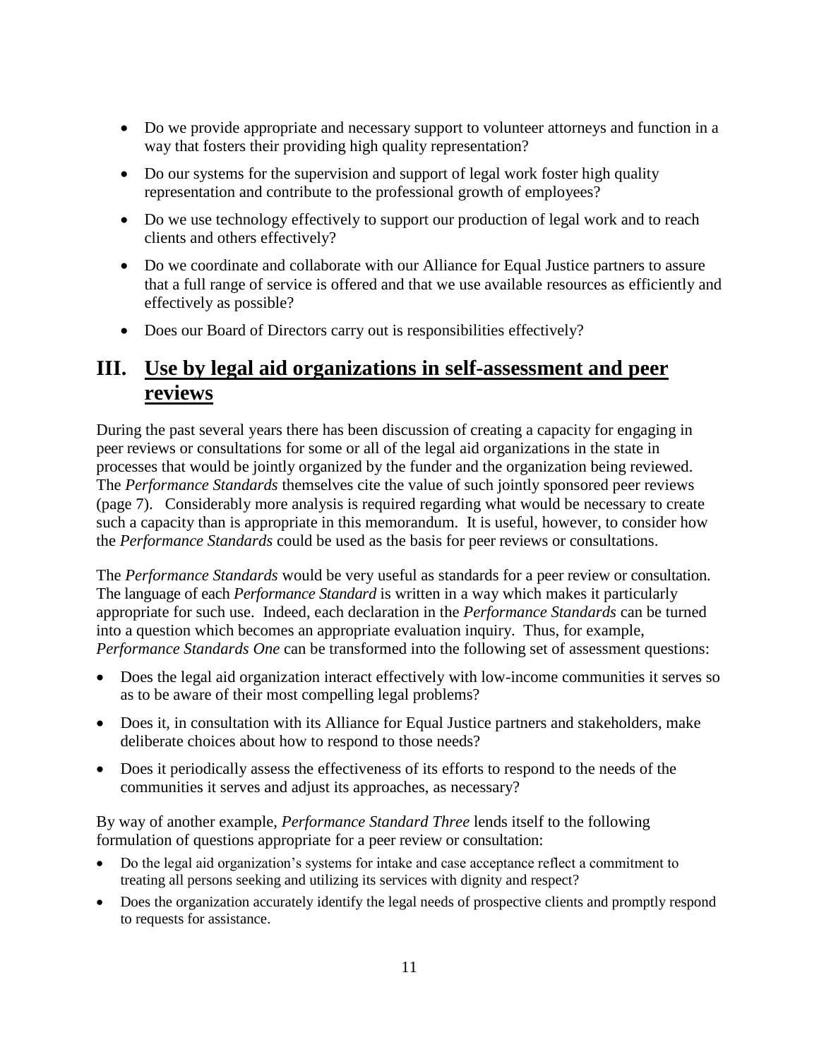- Do we provide appropriate and necessary support to volunteer attorneys and function in a way that fosters their providing high quality representation?
- Do our systems for the supervision and support of legal work foster high quality representation and contribute to the professional growth of employees?
- Do we use technology effectively to support our production of legal work and to reach clients and others effectively?
- Do we coordinate and collaborate with our Alliance for Equal Justice partners to assure that a full range of service is offered and that we use available resources as efficiently and effectively as possible?
- Does our Board of Directors carry out is responsibilities effectively?

# III. Use by legal aid organizations in self-assessment and peer reviews

During the past several years there has been discussion of creating a capacity for engaging in peer reviews or consultations for some or all of the legal aid organizations in the state in processes that would be jointly organized by the funder and the organization being reviewed. The *Performance Standards* themselves cite the value of such jointly sponsored peer reviews (page 7). Considerably more analysis is required regarding what would be necessary to create such a capacity than is appropriate in this memorandum. It is useful, however, to consider how the *Performance Standards* could be used as the basis for peer reviews or consultations.

The *Performance Standards* would be very useful as standards for a peer review or consultation. The language of each *Performance Standard* is written in a way which makes it particularly appropriate for such use. Indeed, each declaration in the *Performance Standards* can be turned into a question which becomes an appropriate evaluation inquiry. Thus, for example, *Performance Standards One* can be transformed into the following set of assessment questions:

- Does the legal aid organization interact effectively with low-income communities it serves so as to be aware of their most compelling legal problems?
- Does it, in consultation with its Alliance for Equal Justice partners and stakeholders, make deliberate choices about how to respond to those needs?
- Does it periodically assess the effectiveness of its efforts to respond to the needs of the communities it serves and adjust its approaches, as necessary?

By way of another example, *Performance Standard Three* lends itself to the following formulation of questions appropriate for a peer review or consultation:

- Do the legal aid organization's systems for intake and case acceptance reflect a commitment to treating all persons seeking and utilizing its services with dignity and respect?
- Does the organization accurately identify the legal needs of prospective clients and promptly respond to requests for assistance.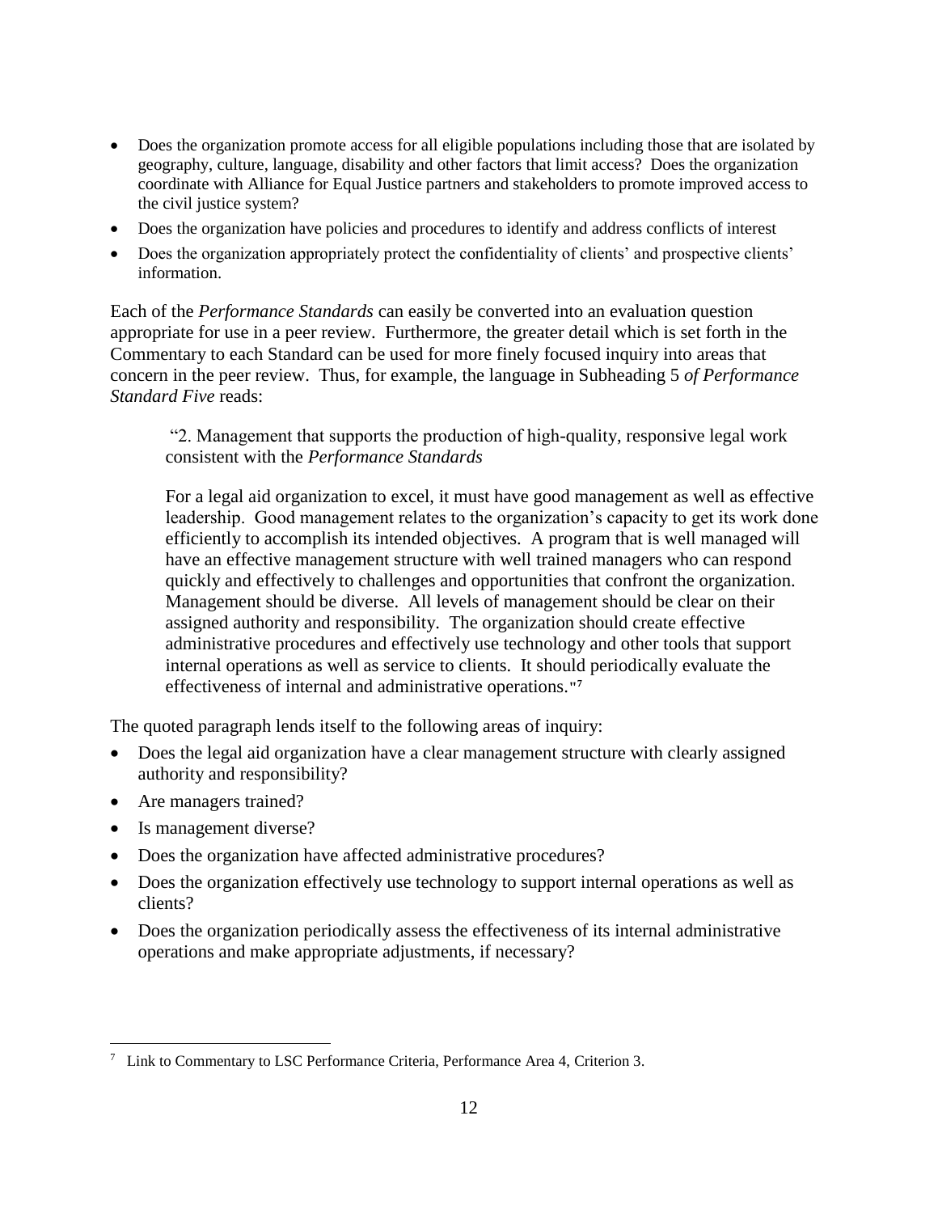- Does the organization promote access for all eligible populations including those that are isolated by geography, culture, language, disability and other factors that limit access? Does the organization coordinate with Alliance for Equal Justice partners and stakeholders to promote improved access to the civil justice system?
- Does the organization have policies and procedures to identify and address conflicts of interest
- Does the organization appropriately protect the confidentiality of clients' and prospective clients' information.

Each of the *Performance Standards* can easily be converted into an evaluation question appropriate for use in a peer review. Furthermore, the greater detail which is set forth in the Commentary to each Standard can be used for more finely focused inquiry into areas that concern in the peer review. Thus, for example, the language in Subheading 5 *of Performance Standard Five* reads:

> "2. Management that supports the production of high-quality, responsive legal work consistent with the *Performance Standards*
>
> For a legal aid organization to excel, it must have good management as well as effective leadership. Good management relates to the organization's capacity to get its work done efficiently to accomplish its intended objectives. A program that is well managed will have an effective management structure with well trained managers who can respond quickly and effectively to challenges and opportunities that confront the organization. Management should be diverse. All levels of management should be clear on their assigned authority and responsibility. The organization should create effective administrative procedures and effectively use technology and other tools that support internal operations as well as service to clients. It should periodically evaluate the effectiveness of internal and administrative operations."[7]

The quoted paragraph lends itself to the following areas of inquiry:

- Does the legal aid organization have a clear management structure with clearly assigned authority and responsibility?
- Are managers trained?
- Is management diverse?
- Does the organization have affected administrative procedures?
- Does the organization effectively use technology to support internal operations as well as clients?
- Does the organization periodically assess the effectiveness of its internal administrative operations and make appropriate adjustments, if necessary?

---

[7] Link to Commentary to LSC Performance Criteria, Performance Area 4, Criterion 3.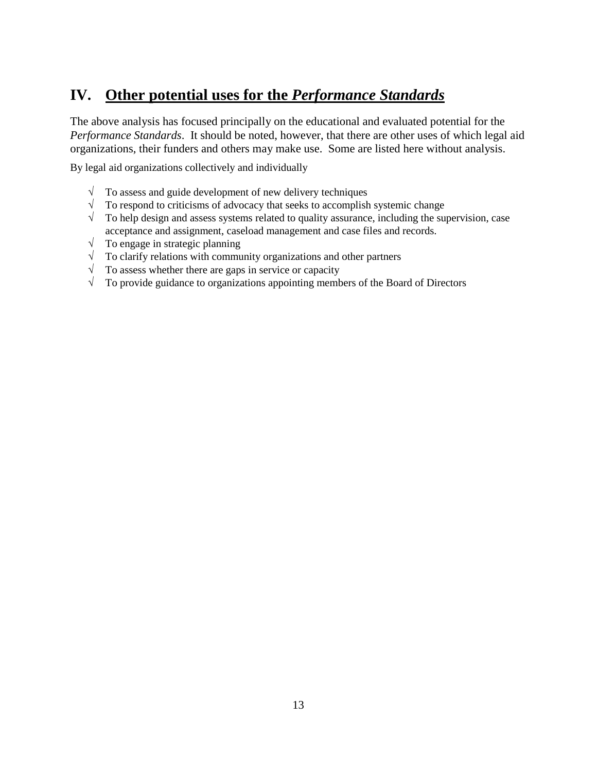## IV. Other potential uses for the *Performance Standards*

The above analysis has focused principally on the educational and evaluated potential for the *Performance Standards*. It should be noted, however, that there are other uses of which legal aid organizations, their funders and others may make use. Some are listed here without analysis.

By legal aid organizations collectively and individually

- √ To assess and guide development of new delivery techniques
- √ To respond to criticisms of advocacy that seeks to accomplish systemic change
- √ To help design and assess systems related to quality assurance, including the supervision, case acceptance and assignment, caseload management and case files and records.
- √ To engage in strategic planning
- √ To clarify relations with community organizations and other partners
- √ To assess whether there are gaps in service or capacity
- √ To provide guidance to organizations appointing members of the Board of Directors